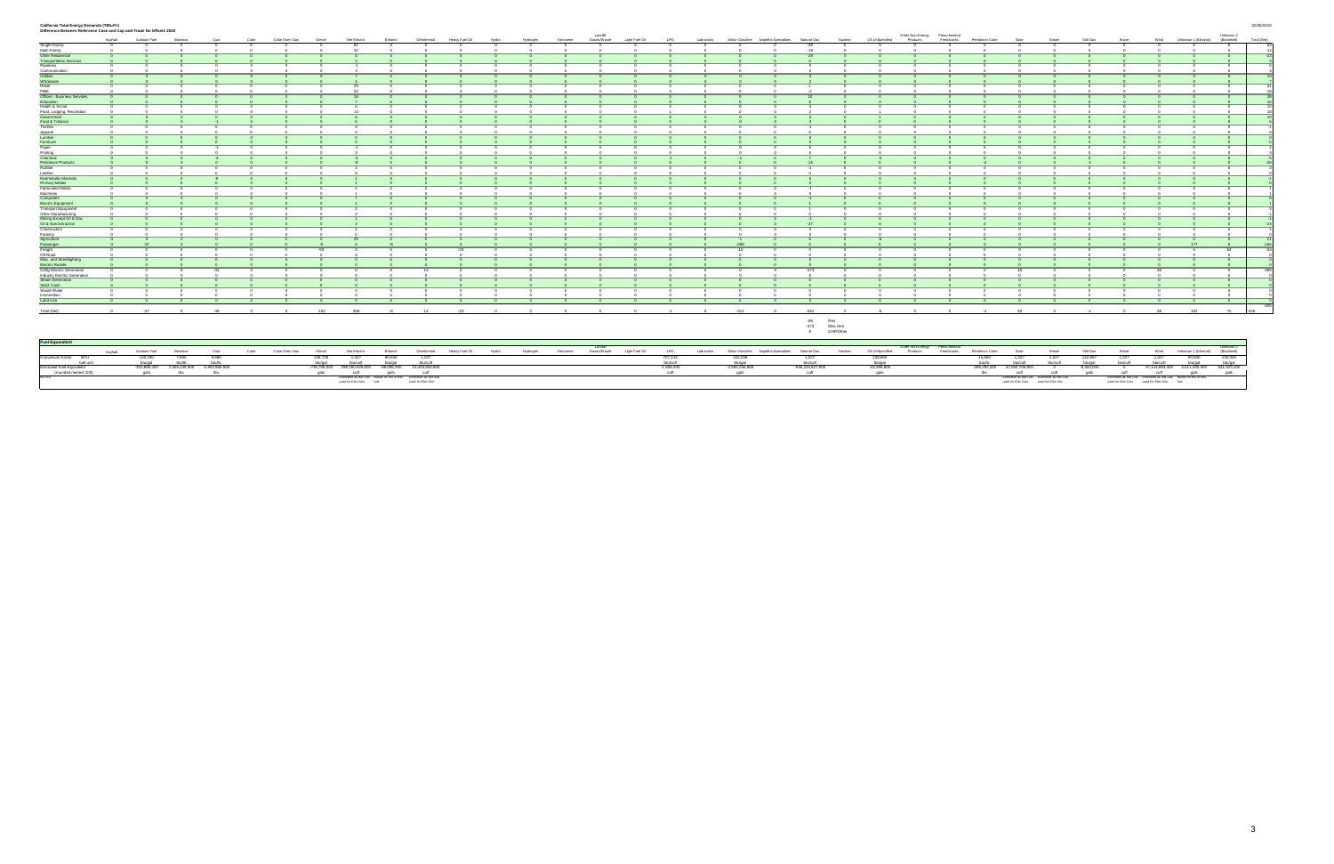**California Total Energy Demands (TBtu/Yr)**

**Difference Between Reference Case and Cap-and-Trade No Offsets 2020**

| | Asphalt | Aviation Fuel | Biomass | Coal | Coke | Coke Oven Gas | Diesel | Net Electric | Ethanol | Geothermal | Heavy Fuel Oil | Hydro | Hydrogen | Kerosene | Landfill Gases/Waste | Light Fuel Oil | LPG | Lubricants | Motor Gasoline | Naphtha Specialties | Natural Gas | Nuclear | Oil Unspecified | Other Non-Energy Products | Petrochemical Feedstocks | Petroleum Coke | Solar | Steam | Still Gas | Waste | Wind | Unknown 1 (Ethanol) | Unknown 2 (Biodiesel) | Total (Net) |
|---|---|---|---|---|---|---|---|---|---|---|---|---|---|---|---|---|---|---|---|---|---|---|---|---|---|---|---|---|---|---|---|---|---|---|
| Single Family | 0 | 0 | 0 | 0 | 0 | 0 | 0 | 62 | 0 | 0 | 0 | 0 | 0 | 0 | 0 | 0 | 0 | 0 | 0 | 0 | -39 | 0 | 0 | 0 | 0 | 0 | 0 | 0 | 0 | 0 | 0 | 0 | 0 | 30 |
| Multi Family | 0 | 0 | 0 | 0 | 0 | 0 | 0 | 32 | 0 | 0 | 0 | 0 | 0 | 0 | 0 | 0 | 0 | 0 | 0 | 0 | -18 | 0 | 0 | 0 | 0 | 0 | 0 | 0 | 0 | 0 | 0 | 0 | 0 | 14 |
| Other Residential | 0 | 0 | 0 | 0 | 0 | 0 | 0 | 5 | 0 | 0 | 0 | 0 | 0 | 0 | 0 | 0 | 0 | 0 | 0 | 0 | -28 | 0 | 0 | 0 | 0 | 0 | 0 | 0 | 0 | 0 | 0 | 0 | 0 | -23 |
| Transportation Services | 0 | 0 | 0 | 0 | 0 | 0 | 0 | 2 | 0 | 0 | 0 | 0 | 0 | 0 | 0 | 0 | 0 | 0 | 0 | 0 | -2 | 0 | 0 | 0 | 0 | 0 | 0 | 0 | 0 | 0 | 0 | 0 | 0 | 0 |
| Pipelines | 0 | 0 | 0 | 0 | 0 | 0 | 0 | -1 | 0 | 0 | 0 | 0 | 0 | 0 | 0 | 0 | 0 | 0 | 0 | 0 | 0 | 0 | 0 | 0 | 0 | 0 | 0 | 0 | 0 | 0 | 0 | 0 | 0 | 0 |
| Communication | 0 | 0 | 0 | 0 | 0 | 0 | 0 | 3 | 0 | 0 | 0 | 0 | 0 | 0 | 0 | 0 | 0 | 0 | 0 | 0 | 0 | 0 | 0 | 0 | 0 | 0 | 0 | 0 | 0 | 0 | 0 | 0 | 0 | 3 |
| Utilities | 0 | 0 | 0 | 0 | 0 | 0 | 0 | 7 | 0 | 0 | 0 | 0 | 0 | 0 | 0 | 0 | 0 | 0 | 0 | 0 | 3 | 0 | 0 | 0 | 0 | 0 | 0 | 0 | 0 | 0 | 0 | 0 | 0 | 10 |
| Wholesale | 0 | 0 | 0 | 0 | 0 | 0 | 0 | 4 | 0 | 0 | 0 | 0 | 0 | 0 | 0 | 0 | 0 | 0 | 0 | 0 | 2 | 0 | 0 | 0 | 0 | 0 | 0 | 0 | 0 | 0 | 0 | 0 | 0 | 7 |
| Retail | 0 | 0 | 0 | 0 | 0 | 0 | 0 | 29 | 0 | 0 | 0 | 0 | 0 | 0 | 0 | 0 | 0 | 0 | 0 | 0 | 1 | 0 | 0 | 0 | 0 | 0 | 0 | 0 | 0 | 0 | 0 | 0 | 0 | 31 |
| FIRE | 0 | 0 | 0 | 0 | 0 | 0 | 0 | 20 | 0 | 0 | 0 | 0 | 0 | 0 | 0 | 0 | 0 | 0 | 0 | 0 | -2 | 0 | 0 | 0 | 0 | 0 | 0 | 0 | 0 | 0 | 0 | 0 | 0 | 18 |
| Offices - Business Services | 0 | 0 | 0 | 0 | 0 | 0 | 0 | 18 | 0 | 0 | 0 | 0 | 0 | 0 | 0 | 0 | 0 | 0 | 0 | 0 | 10 | 0 | 0 | 0 | 0 | 0 | 0 | 0 | 0 | 0 | 0 | 0 | 0 | 28 |
| Education | 0 | 0 | 0 | 0 | 0 | 0 | 0 | 7 | 0 | 0 | 0 | 0 | 0 | 0 | 0 | 0 | 0 | 0 | 0 | 0 | 8 | 0 | 2 | 0 | 0 | 0 | 0 | 0 | 0 | 0 | 0 | 0 | 0 | 16 |
| Health & Social | 0 | 0 | 0 | 0 | 0 | 0 | 0 | 6 | 0 | 0 | 0 | 0 | 0 | 0 | 0 | 0 | 0 | 0 | 0 | 0 | 4 | 0 | 0 | 0 | 0 | 0 | 0 | 0 | 0 | 0 | 0 | 0 | 0 | 10 |
| Food, Lodging, Recreation | 0 | 0 | 0 | 0 | 0 | 0 | 0 | 14 | 0 | 0 | 0 | 0 | 0 | 0 | 0 | 0 | 1 | 0 | 0 | 0 | 2 | 0 | 1 | 0 | 0 | 0 | 0 | 0 | 0 | 0 | 0 | 0 | 0 | 16 |
| Government | 0 | 0 | 0 | 0 | 0 | 0 | 0 | 6 | 0 | 0 | 0 | 0 | 0 | 0 | 0 | 0 | 0 | 0 | 0 | 0 | 3 | 0 | 1 | 0 | 0 | 0 | 0 | 0 | 0 | 0 | 0 | 0 | 0 | 10 |
| Food & Tobacco | 0 | 0 | 0 | -1 | 0 | 0 | 0 | 5 | 0 | 0 | 0 | 0 | 0 | 0 | 0 | 0 | 0 | 0 | 0 | 0 | 3 | 0 | 0 | 0 | 0 | 0 | 0 | 0 | 0 | 0 | 0 | 0 | 0 | 6 |
| Textiles | 0 | 0 | 0 | 0 | 0 | 0 | 0 | 0 | 0 | 0 | 0 | 0 | 0 | 0 | 0 | 0 | 0 | 0 | 0 | 0 | -1 | 0 | 0 | 0 | 0 | 0 | 0 | 0 | 0 | 0 | 0 | 0 | 0 | -1 |
| Apparel | 0 | 0 | 0 | 0 | 0 | 0 | 0 | 0 | 0 | 0 | 0 | 0 | 0 | 0 | 0 | 0 | 0 | 0 | 0 | 0 | 0 | 0 | 0 | 0 | 0 | 0 | 0 | 0 | 0 | 0 | 0 | 0 | 0 | 0 |
| Lumber | 0 | 0 | 0 | 0 | 0 | 0 | 0 | 0 | 0 | 0 | 0 | 0 | 0 | 0 | 0 | 0 | 0 | 0 | 0 | 0 | 0 | 0 | 0 | 0 | 0 | 0 | 0 | 0 | 0 | 0 | 0 | 0 | 0 | 0 |
| Furniture | 0 | 0 | 0 | 0 | 0 | 0 | 0 | 0 | 0 | 0 | 0 | 0 | 0 | 0 | 0 | 0 | 0 | 0 | 0 | 0 | 0 | 0 | 0 | 0 | 0 | 0 | 0 | 0 | 0 | 0 | 0 | 0 | 0 | 0 |
| Paper | 0 | 0 | 0 | -1 | 0 | 0 | 0 | -1 | 0 | 0 | 0 | 0 | 0 | 0 | 0 | 0 | 0 | 0 | 0 | 0 | 0 | 0 | 0 | 0 | 0 | 0 | 0 | 0 | 0 | 0 | 0 | 0 | 0 | -2 |
| Printing | 0 | 0 | 0 | 0 | 0 | 0 | 0 | 3 | 0 | 0 | 0 | 0 | 0 | 0 | 0 | 0 | 0 | 0 | 0 | 0 | 0 | 0 | 0 | 0 | 0 | 0 | 0 | 0 | 0 | 0 | 0 | 0 | 0 | 3 |
| Chemical | 0 | 0 | 0 | -4 | 0 | 0 | 0 | -3 | 0 | 0 | 0 | 0 | 0 | 0 | 0 | 0 | -1 | 0 | -1 | 0 | 7 | 0 | -3 | 0 | 0 | 0 | 0 | 0 | 0 | 0 | 0 | 0 | 0 | -5 |
| Petroleum Products | 0 | 0 | 0 | 0 | 0 | 0 | 0 | -8 | 0 | 0 | 0 | 0 | 0 | 0 | 0 | 0 | 0 | 0 | 0 | 0 | -15 | 0 | 0 | 0 | 0 | -4 | 0 | 0 | -1 | 0 | 0 | 0 | 0 | -28 |
| Rubber | 0 | 0 | 0 | 0 | 0 | 0 | 0 | 0 | 0 | 0 | 0 | 0 | 0 | 0 | 0 | 0 | 0 | 0 | 0 | 0 | -1 | 0 | 0 | 0 | 0 | 0 | 0 | 0 | 0 | 0 | 0 | 0 | 0 | 0 |
| Leather | 0 | 0 | 0 | 0 | 0 | 0 | 0 | 0 | 0 | 0 | 0 | 0 | 0 | 0 | 0 | 0 | 0 | 0 | 0 | 0 | 0 | 0 | 0 | 0 | 0 | 0 | 0 | 0 | 0 | 0 | 0 | 0 | 0 | 0 |
| Nonmetallic Minerals | 0 | 0 | 0 | -8 | 0 | 0 | 0 | 2 | 0 | 0 | 0 | 0 | 0 | 0 | 0 | 0 | 0 | 0 | 0 | 0 | 6 | 0 | 0 | 0 | 0 | 0 | 0 | 0 | 0 | 0 | 0 | 0 | 0 | -1 |
| Primary Metals | 0 | 0 | 0 | 0 | 0 | 0 | 0 | 1 | 0 | 0 | 0 | 0 | 0 | 0 | 0 | 0 | 0 | 0 | 0 | 0 | 0 | 0 | 0 | 0 | 0 | 0 | 0 | 0 | 0 | 0 | 0 | 0 | 0 | 0 |
| Fabricated Metals | 0 | 0 | 0 | 0 | 0 | 0 | 0 | 2 | 0 | 0 | 0 | 0 | 0 | 0 | 0 | 0 | 0 | 0 | 0 | 0 | -1 | 0 | 0 | 0 | 0 | 0 | 0 | 0 | 0 | 0 | 0 | 0 | 0 | 1 |
| Machinery | 0 | 0 | 0 | 0 | 0 | 0 | 0 | 1 | 0 | 0 | 0 | 0 | 0 | 0 | 0 | 0 | 0 | 0 | 0 | 0 | 0 | 0 | 0 | 0 | 0 | 0 | 0 | 0 | 0 | 0 | 0 | 0 | 0 | 1 |
| Computers | 0 | 0 | 0 | 0 | 0 | 0 | 0 | 7 | 0 | 0 | 0 | 0 | 0 | 0 | 0 | 0 | 0 | 0 | 0 | 0 | -1 | 0 | 0 | 0 | 0 | 0 | 0 | 0 | 0 | 0 | 0 | 0 | 0 | 6 |
| Electric Equipment | 0 | 0 | 0 | 0 | 0 | 0 | 0 | 1 | 0 | 0 | 0 | 0 | 0 | 0 | 0 | 0 | 0 | 0 | 0 | 0 | 1 | 0 | 0 | 0 | 0 | 0 | 0 | 0 | 0 | 0 | 0 | 0 | 0 | 1 |
| Transport Equipment | 0 | 0 | 0 | 0 | 0 | 0 | 0 | 2 | 0 | 0 | 0 | 0 | 0 | 0 | 0 | 0 | 0 | 0 | 0 | 0 | 1 | 0 | 0 | 0 | 0 | 0 | 0 | 0 | 0 | 0 | 0 | 0 | 0 | 3 |
| Other Manufacturing | 0 | 0 | 0 | 0 | 0 | 0 | 0 | 0 | 0 | 0 | 0 | 0 | 0 | 0 | 0 | 0 | 0 | 0 | 0 | 0 | 0 | 0 | 0 | 0 | 0 | 0 | 0 | 0 | 0 | 0 | 0 | 0 | 0 | -1 |
| Mining Except Oil & Gas | 0 | 0 | 0 | 0 | 0 | 0 | 0 | 1 | 0 | 0 | 0 | 0 | 0 | 0 | 0 | 0 | 0 | 0 | 0 | 0 | -1 | 0 | 0 | 0 | 0 | 0 | 0 | 0 | 0 | 0 | 0 | 0 | 0 | -1 |
| Oil & Gas Extraction | 0 | 0 | 0 | 0 | 0 | 0 | 0 | 4 | 0 | 0 | 0 | 0 | 0 | 0 | 0 | 0 | 0 | 0 | 0 | 0 | -27 | 0 | 0 | 0 | 0 | 0 | 0 | 0 | 0 | 0 | 0 | 0 | 0 | -22 |
| Construction | 0 | 0 | 0 | 0 | 0 | 0 | 0 | 2 | 0 | 0 | 0 | 0 | 0 | 0 | 0 | 0 | 0 | 0 | 0 | 0 | 0 | 0 | 0 | 0 | 0 | 0 | 0 | 0 | 0 | 0 | 0 | 0 | 0 | -1 |
| Forestry | 0 | 0 | 0 | 0 | 0 | 0 | 0 | 0 | 0 | 0 | 0 | 0 | 0 | 0 | 0 | 0 | 0 | 0 | 0 | 0 | 0 | 0 | 0 | 0 | 0 | 0 | 0 | 0 | 0 | 0 | 0 | 0 | 0 | 0 |
| Agriculture | 0 | 0 | 0 | 0 | 0 | 0 | 0 | 29 | -2 | 0 | 0 | 0 | 0 | 0 | 0 | 0 | 0 | 0 | 0 | 0 | 0 | 0 | -6 | 0 | 0 | 0 | 0 | 0 | 0 | 0 | 0 | 0 | 0 | 21 |
| Passenger | 0 | -37 | 0 | 0 | 0 | 0 | -9 | 6 | -6 | 0 | 0 | 0 | 0 | 0 | 0 | 0 | 0 | 0 | -289 | 0 | 0 | 0 | 0 | 0 | 0 | 0 | 0 | 0 | 0 | 0 | 0 | 177 | 9 | -149 |
| Freight | 0 | 0 | 0 | 0 | 0 | 0 | -93 | 3 | 0 | 0 | -23 | 0 | 0 | 0 | 0 | 0 | 0 | 0 | -10 | 0 | 0 | 0 | 0 | 0 | 0 | 0 | 0 | 0 | 0 | 0 | 0 | 5 | 64 | -53 |
| Off Road | 0 | 0 | 0 | 0 | 0 | 0 | 0 | 0 | 0 | 0 | 0 | 0 | 0 | 0 | 0 | 0 | 0 | 0 | 0 | 0 | 0 | 0 | 0 | 0 | 0 | 0 | 0 | 0 | 0 | 0 | 0 | 0 | 0 | 0 |
| Misc. and Streetlighting | 0 | 0 | 0 | 0 | 0 | 0 | 0 | 0 | 0 | 0 | 0 | 0 | 0 | 0 | 0 | 0 | 0 | 0 | 0 | 0 | 0 | 0 | 0 | 0 | 0 | 0 | 0 | 0 | 0 | 0 | 0 | 0 | 0 | 0 |
| Electric Resale | 0 | 0 | 0 | 0 | 0 | 0 | 0 | 0 | 0 | 0 | 0 | 0 | 0 | 0 | 0 | 0 | 0 | 0 | 0 | 0 | 0 | 0 | 0 | 0 | 0 | 0 | 0 | 0 | 0 | 0 | 0 | 0 | 0 | 0 |
| Utility Electric Generation | 0 | 0 | 8 | -34 | 0 | 0 | 0 | 0 | 0 | 14 | 0 | 0 | 0 | 0 | 0 | 0 | 0 | 0 | 0 | 0 | -473 | 0 | 0 | 0 | 0 | 0 | 48 | 0 | 0 | 0 | 38 | 0 | 0 | -399 |
| Industry Electric Generation | 0 | 0 | 0 | 0 | 0 | 0 | 0 | 0 | 0 | 0 | 0 | 0 | 0 | 0 | 0 | 0 | 0 | 0 | 0 | 0 | 0 | 0 | 0 | 0 | 0 | 0 | 0 | 0 | 0 | 0 | 0 | 0 | 0 | 0 |
| Steam Generation | 0 | 0 | 0 | 0 | 0 | 0 | 0 | 0 | 0 | 0 | 0 | 0 | 0 | 0 | 0 | 0 | 0 | 0 | 0 | 0 | 0 | 0 | 0 | 0 | 0 | 0 | 0 | 0 | 0 | 0 | 0 | 0 | 0 | 0 |
| Solid Trash | 0 | 0 | 0 | 0 | 0 | 0 | 0 | 0 | 0 | 0 | 0 | 0 | 0 | 0 | 0 | 0 | 0 | 0 | 0 | 0 | 0 | 0 | 0 | 0 | 0 | 0 | 0 | 0 | 0 | 0 | 0 | 0 | 0 | 0 |
| Waste Water | 0 | 0 | 0 | 0 | 0 | 0 | 0 | 0 | 0 | 0 | 0 | 0 | 0 | 0 | 0 | 0 | 0 | 0 | 0 | 0 | 0 | 0 | 0 | 0 | 0 | 0 | 0 | 0 | 0 | 0 | 0 | 0 | 0 | 0 |
| Incineration | 0 | 0 | 0 | 0 | 0 | 0 | 0 | 0 | 0 | 0 | 0 | 0 | 0 | 0 | 0 | 0 | 0 | 0 | 0 | 0 | 0 | 0 | 0 | 0 | 0 | 0 | 0 | 0 | 0 | 0 | 0 | 0 | 0 | 0 |
| Land Use | 0 | 0 | 0 | 0 | 0 | 0 | 0 | 0 | 0 | 0 | 0 | 0 | 0 | 0 | 0 | 0 | 0 | 0 | 0 | 0 | 0 | 0 | 0 | 0 | 0 | 0 | 0 | 0 | 0 | 0 | 0 | 0 | 0 | 0 |
| **Total (Net)** | 0 | -37 | 8 | -48 | 0 | 0 | -102 | 309 | -8 | 14 | -23 | 0 | 0 | 0 | 0 | 0 | -1 | 0 | -311 | 0 | -561 | 0 | -6 | 0 | 0 | -4 | 48 | 0 | -1 | 0 | 38 | 182 | 73 | -428 |

| | |
|---|---|
| -88 | Res |
| -473 | Elec Gen |
| 0 | CHP/Other |

**Fuel Equivalent**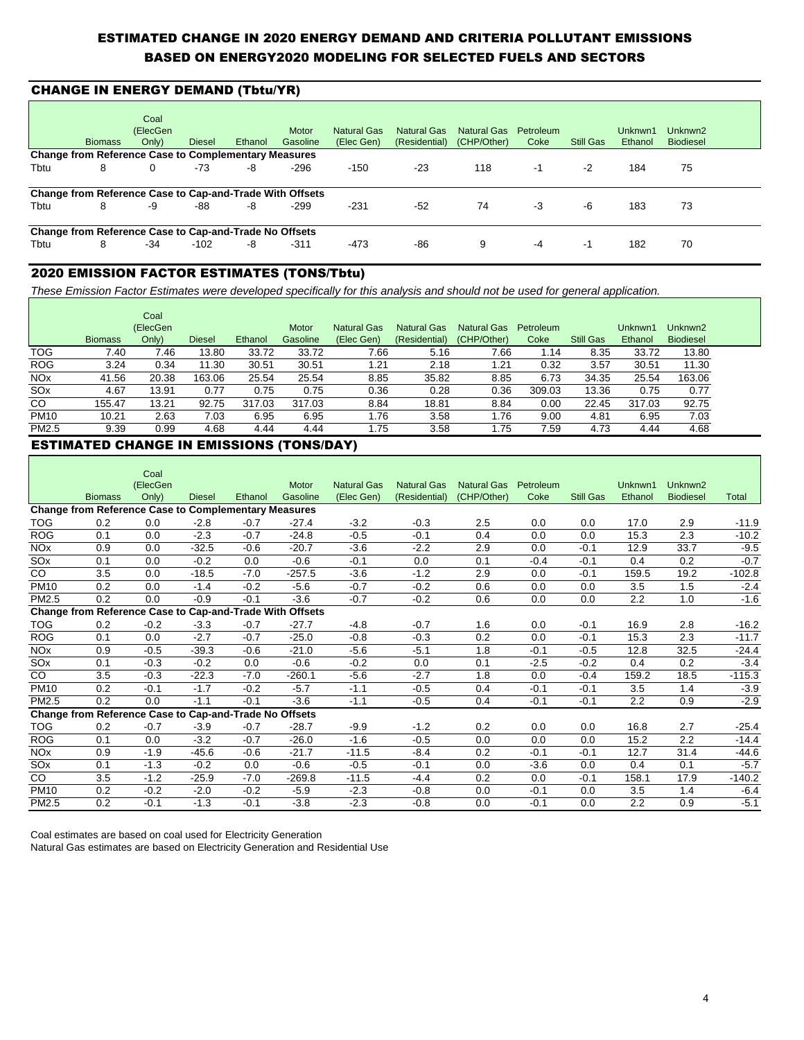# ESTIMATED CHANGE IN 2020 ENERGY DEMAND AND CRITERIA POLLUTANT EMISSIONS BASED ON ENERGY2020 MODELING FOR SELECTED FUELS AND SECTORS

## CHANGE IN ENERGY DEMAND (Tbtu/YR)

| | Biomass | Coal (ElecGen Only) | Diesel | Ethanol | Motor Gasoline | Natural Gas (Elec Gen) | Natural Gas (Residential) | Natural Gas (CHP/Other) | Petroleum Coke | Still Gas | Unknwn1 Ethanol | Unknwn2 Biodiesel |
|---|---|---|---|---|---|---|---|---|---|---|---|---|
| **Change from Reference Case to Complementary Measures** | | | | | | | | | | | | |
| Tbtu | 8 | 0 | -73 | -8 | -296 | -150 | -23 | 118 | -1 | -2 | 184 | 75 |
| **Change from Reference Case to Cap-and-Trade With Offsets** | | | | | | | | | | | | |
| Tbtu | 8 | -9 | -88 | -8 | -299 | -231 | -52 | 74 | -3 | -6 | 183 | 73 |
| **Change from Reference Case to Cap-and-Trade No Offsets** | | | | | | | | | | | | |
| Tbtu | 8 | -34 | -102 | -8 | -311 | -473 | -86 | 9 | -4 | -1 | 182 | 70 |

## 2020 EMISSION FACTOR ESTIMATES (TONS/Tbtu)

*These Emission Factor Estimates were developed specifically for this analysis and should not be used for general application.*

| | Biomass | Coal (ElecGen Only) | Diesel | Ethanol | Motor Gasoline | Natural Gas (Elec Gen) | Natural Gas (Residential) | Natural Gas (CHP/Other) | Petroleum Coke | Still Gas | Unknwn1 Ethanol | Unknwn2 Biodiesel |
|---|---|---|---|---|---|---|---|---|---|---|---|---|
| TOG | 7.40 | 7.46 | 13.80 | 33.72 | 33.72 | 7.66 | 5.16 | 7.66 | 1.14 | 8.35 | 33.72 | 13.80 |
| ROG | 3.24 | 0.34 | 11.30 | 30.51 | 30.51 | 1.21 | 2.18 | 1.21 | 0.32 | 3.57 | 30.51 | 11.30 |
| NOx | 41.56 | 20.38 | 163.06 | 25.54 | 25.54 | 8.85 | 35.82 | 8.85 | 6.73 | 34.35 | 25.54 | 163.06 |
| SOx | 4.67 | 13.91 | 0.77 | 0.75 | 0.75 | 0.36 | 0.28 | 0.36 | 309.03 | 13.36 | 0.75 | 0.77 |
| CO | 155.47 | 13.21 | 92.75 | 317.03 | 317.03 | 8.84 | 18.81 | 8.84 | 0.00 | 22.45 | 317.03 | 92.75 |
| PM10 | 10.21 | 2.63 | 7.03 | 6.95 | 6.95 | 1.76 | 3.58 | 1.76 | 9.00 | 4.81 | 6.95 | 7.03 |
| PM2.5 | 9.39 | 0.99 | 4.68 | 4.44 | 4.44 | 1.75 | 3.58 | 1.75 | 7.59 | 4.73 | 4.44 | 4.68 |

## ESTIMATED CHANGE IN EMISSIONS (TONS/DAY)

| | Biomass | Coal (ElecGen Only) | Diesel | Ethanol | Motor Gasoline | Natural Gas (Elec Gen) | Natural Gas (Residential) | Natural Gas (CHP/Other) | Petroleum Coke | Still Gas | Unknwn1 Ethanol | Unknwn2 Biodiesel | Total |
|---|---|---|---|---|---|---|---|---|---|---|---|---|---|
| **Change from Reference Case to Complementary Measures** | | | | | | | | | | | | | |
| TOG | 0.2 | 0.0 | -2.8 | -0.7 | -27.4 | -3.2 | -0.3 | 2.5 | 0.0 | 0.0 | 17.0 | 2.9 | -11.9 |
| ROG | 0.1 | 0.0 | -2.3 | -0.7 | -24.8 | -0.5 | -0.1 | 0.4 | 0.0 | 0.0 | 15.3 | 2.3 | -10.2 |
| NOx | 0.9 | 0.0 | -32.5 | -0.6 | -20.7 | -3.6 | -2.2 | 2.9 | 0.0 | -0.1 | 12.9 | 33.7 | -9.5 |
| SOx | 0.1 | 0.0 | -0.2 | 0.0 | -0.6 | -0.1 | 0.0 | 0.1 | -0.4 | -0.1 | 0.4 | 0.2 | -0.7 |
| CO | 3.5 | 0.0 | -18.5 | -7.0 | -257.5 | -3.6 | -1.2 | 2.9 | 0.0 | -0.1 | 159.5 | 19.2 | -102.8 |
| PM10 | 0.2 | 0.0 | -1.4 | -0.2 | -5.6 | -0.7 | -0.2 | 0.6 | 0.0 | 0.0 | 3.5 | 1.5 | -2.4 |
| PM2.5 | 0.2 | 0.0 | -0.9 | -0.1 | -3.6 | -0.7 | -0.2 | 0.6 | 0.0 | 0.0 | 2.2 | 1.0 | -1.6 |
| **Change from Reference Case to Cap-and-Trade With Offsets** | | | | | | | | | | | | | |
| TOG | 0.2 | -0.2 | -3.3 | -0.7 | -27.7 | -4.8 | -0.7 | 1.6 | 0.0 | -0.1 | 16.9 | 2.8 | -16.2 |
| ROG | 0.1 | 0.0 | -2.7 | -0.7 | -25.0 | -0.8 | -0.3 | 0.2 | 0.0 | -0.1 | 15.3 | 2.3 | -11.7 |
| NOx | 0.9 | -0.5 | -39.3 | -0.6 | -21.0 | -5.6 | -5.1 | 1.8 | -0.1 | -0.5 | 12.8 | 32.5 | -24.4 |
| SOx | 0.1 | -0.3 | -0.2 | 0.0 | -0.6 | -0.2 | 0.0 | 0.1 | -2.5 | -0.2 | 0.4 | 0.2 | -3.4 |
| CO | 3.5 | -0.3 | -22.3 | -7.0 | -260.1 | -5.6 | -2.7 | 1.8 | 0.0 | -0.4 | 159.2 | 18.5 | -115.3 |
| PM10 | 0.2 | -0.1 | -1.7 | -0.2 | -5.7 | -1.1 | -0.5 | 0.4 | -0.1 | -0.1 | 3.5 | 1.4 | -3.9 |
| PM2.5 | 0.2 | 0.0 | -1.1 | -0.1 | -3.6 | -1.1 | -0.5 | 0.4 | -0.1 | -0.1 | 2.2 | 0.9 | -2.9 |
| **Change from Reference Case to Cap-and-Trade No Offsets** | | | | | | | | | | | | | |
| TOG | 0.2 | -0.7 | -3.9 | -0.7 | -28.7 | -9.9 | -1.2 | 0.2 | 0.0 | 0.0 | 16.8 | 2.7 | -25.4 |
| ROG | 0.1 | 0.0 | -3.2 | -0.7 | -26.0 | -1.6 | -0.5 | 0.0 | 0.0 | 0.0 | 15.2 | 2.2 | -14.4 |
| NOx | 0.9 | -1.9 | -45.6 | -0.6 | -21.7 | -11.5 | -8.4 | 0.2 | -0.1 | -0.1 | 12.7 | 31.4 | -44.6 |
| SOx | 0.1 | -1.3 | -0.2 | 0.0 | -0.6 | -0.5 | -0.1 | 0.0 | -3.6 | 0.0 | 0.4 | 0.1 | -5.7 |
| CO | 3.5 | -1.2 | -25.9 | -7.0 | -269.8 | -11.5 | -4.4 | 0.2 | 0.0 | -0.1 | 158.1 | 17.9 | -140.2 |
| PM10 | 0.2 | -0.2 | -2.0 | -0.2 | -5.9 | -2.3 | -0.8 | 0.0 | -0.1 | 0.0 | 3.5 | 1.4 | -6.4 |
| PM2.5 | 0.2 | -0.1 | -1.3 | -0.1 | -3.8 | -2.3 | -0.8 | 0.0 | -0.1 | 0.0 | 2.2 | 0.9 | -5.1 |

Coal estimates are based on coal used for Electricity Generation

Natural Gas estimates are based on Electricity Generation and Residential Use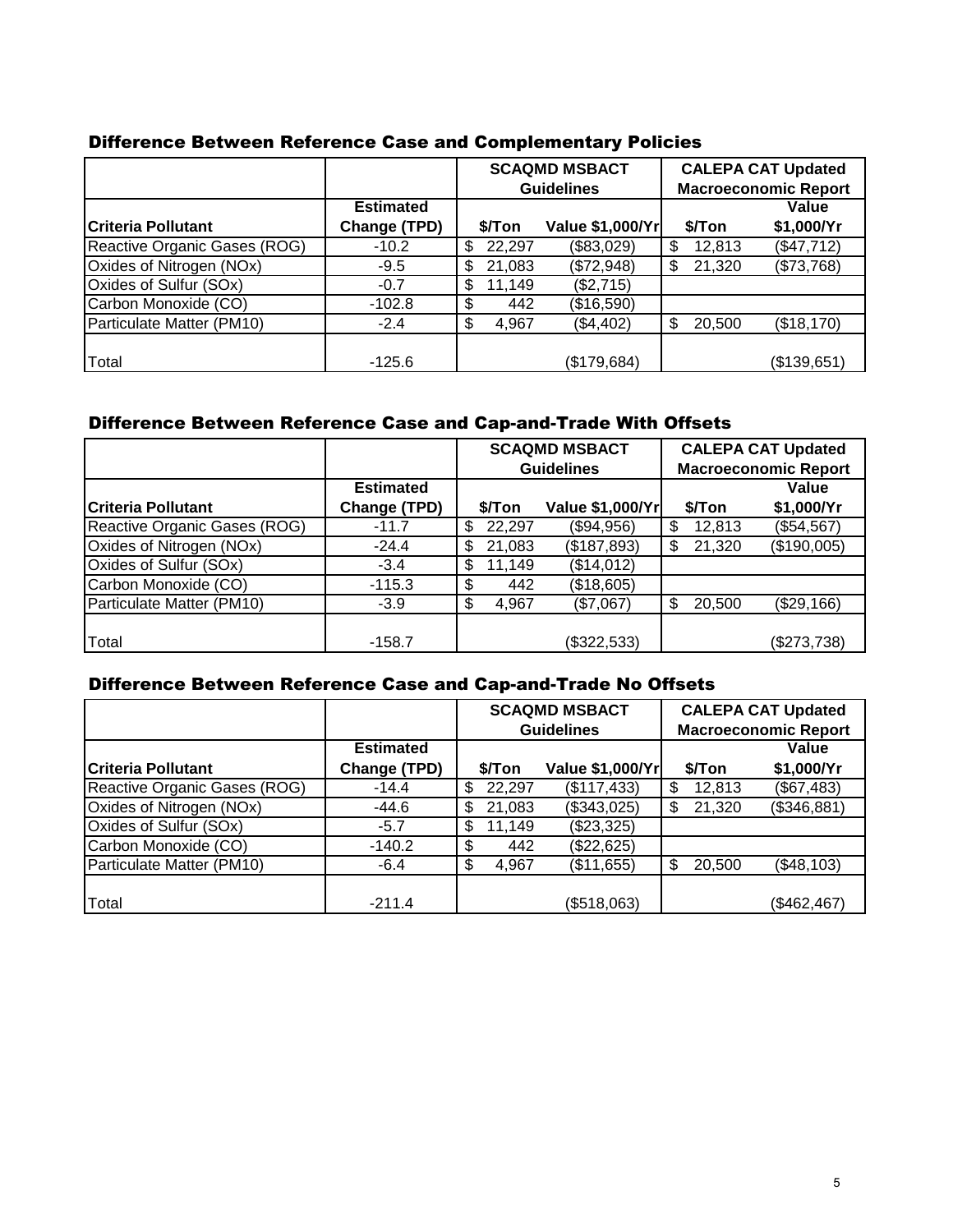### Difference Between Reference Case and Complementary Policies

| | | SCAQMD MSBACT Guidelines | | CALEPA CAT Updated Macroeconomic Report | |
|---|---|---|---|---|---|
| **Criteria Pollutant** | **Estimated Change (TPD)** | **$/Ton** | **Value $1,000/Yr** | **$/Ton** | **Value $1,000/Yr** |
| Reactive Organic Gases (ROG) | -10.2 | $ 22,297 | ($83,029) | $ 12,813 | ($47,712) |
| Oxides of Nitrogen (NOx) | -9.5 | $ 21,083 | ($72,948) | $ 21,320 | ($73,768) |
| Oxides of Sulfur (SOx) | -0.7 | $ 11,149 | ($2,715) | | |
| Carbon Monoxide (CO) | -102.8 | $ 442 | ($16,590) | | |
| Particulate Matter (PM10) | -2.4 | $ 4,967 | ($4,402) | $ 20,500 | ($18,170) |
| Total | -125.6 | | ($179,684) | | ($139,651) |

### Difference Between Reference Case and Cap-and-Trade With Offsets

| | | SCAQMD MSBACT Guidelines | | CALEPA CAT Updated Macroeconomic Report | |
|---|---|---|---|---|---|
| **Criteria Pollutant** | **Estimated Change (TPD)** | **$/Ton** | **Value $1,000/Yr** | **$/Ton** | **Value $1,000/Yr** |
| Reactive Organic Gases (ROG) | -11.7 | $ 22,297 | ($94,956) | $ 12,813 | ($54,567) |
| Oxides of Nitrogen (NOx) | -24.4 | $ 21,083 | ($187,893) | $ 21,320 | ($190,005) |
| Oxides of Sulfur (SOx) | -3.4 | $ 11,149 | ($14,012) | | |
| Carbon Monoxide (CO) | -115.3 | $ 442 | ($18,605) | | |
| Particulate Matter (PM10) | -3.9 | $ 4,967 | ($7,067) | $ 20,500 | ($29,166) |
| Total | -158.7 | | ($322,533) | | ($273,738) |

### Difference Between Reference Case and Cap-and-Trade No Offsets

| | | SCAQMD MSBACT Guidelines | | CALEPA CAT Updated Macroeconomic Report | |
|---|---|---|---|---|---|
| **Criteria Pollutant** | **Estimated Change (TPD)** | **$/Ton** | **Value $1,000/Yr** | **$/Ton** | **Value $1,000/Yr** |
| Reactive Organic Gases (ROG) | -14.4 | $ 22,297 | ($117,433) | $ 12,813 | ($67,483) |
| Oxides of Nitrogen (NOx) | -44.6 | $ 21,083 | ($343,025) | $ 21,320 | ($346,881) |
| Oxides of Sulfur (SOx) | -5.7 | $ 11,149 | ($23,325) | | |
| Carbon Monoxide (CO) | -140.2 | $ 442 | ($22,625) | | |
| Particulate Matter (PM10) | -6.4 | $ 4,967 | ($11,655) | $ 20,500 | ($48,103) |
| Total | -211.4 | | ($518,063) | | ($462,467) |